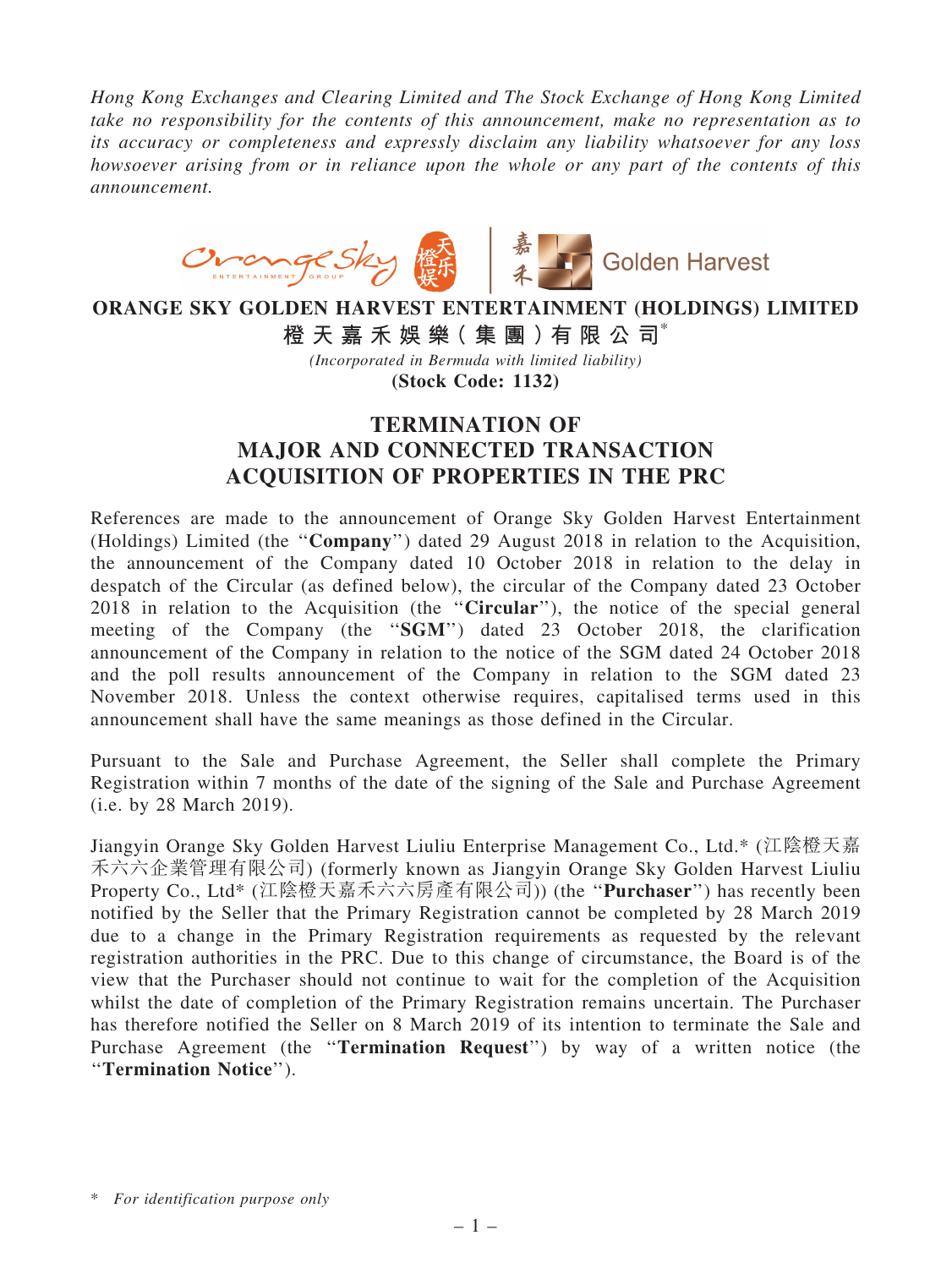*Hong Kong Exchanges and Clearing Limited and The Stock Exchange of Hong Kong Limited take no responsibility for the contents of this announcement, make no representation as to its accuracy or completeness and expressly disclaim any liability whatsoever for any loss howsoever arising from or in reliance upon the whole or any part of the contents of this announcement.*

**ORANGE SKY GOLDEN HARVEST ENTERTAINMENT (HOLDINGS) LIMITED**

**橙天嘉禾娛樂(集團)有限公司***

*(Incorporated in Bermuda with limited liability)*

**(Stock Code: 1132)**

# TERMINATION OF MAJOR AND CONNECTED TRANSACTION ACQUISITION OF PROPERTIES IN THE PRC

References are made to the announcement of Orange Sky Golden Harvest Entertainment (Holdings) Limited (the "**Company**") dated 29 August 2018 in relation to the Acquisition, the announcement of the Company dated 10 October 2018 in relation to the delay in despatch of the Circular (as defined below), the circular of the Company dated 23 October 2018 in relation to the Acquisition (the "**Circular**"), the notice of the special general meeting of the Company (the "**SGM**") dated 23 October 2018, the clarification announcement of the Company in relation to the notice of the SGM dated 24 October 2018 and the poll results announcement of the Company in relation to the SGM dated 23 November 2018. Unless the context otherwise requires, capitalised terms used in this announcement shall have the same meanings as those defined in the Circular.

Pursuant to the Sale and Purchase Agreement, the Seller shall complete the Primary Registration within 7 months of the date of the signing of the Sale and Purchase Agreement (i.e. by 28 March 2019).

Jiangyin Orange Sky Golden Harvest Liuliu Enterprise Management Co., Ltd.* (江陰橙天嘉禾六六企業管理有限公司) (formerly known as Jiangyin Orange Sky Golden Harvest Liuliu Property Co., Ltd* (江陰橙天嘉禾六六房產有限公司)) (the "**Purchaser**") has recently been notified by the Seller that the Primary Registration cannot be completed by 28 March 2019 due to a change in the Primary Registration requirements as requested by the relevant registration authorities in the PRC. Due to this change of circumstance, the Board is of the view that the Purchaser should not continue to wait for the completion of the Acquisition whilst the date of completion of the Primary Registration remains uncertain. The Purchaser has therefore notified the Seller on 8 March 2019 of its intention to terminate the Sale and Purchase Agreement (the "**Termination Request**") by way of a written notice (the "**Termination Notice**").

\* *For identification purpose only*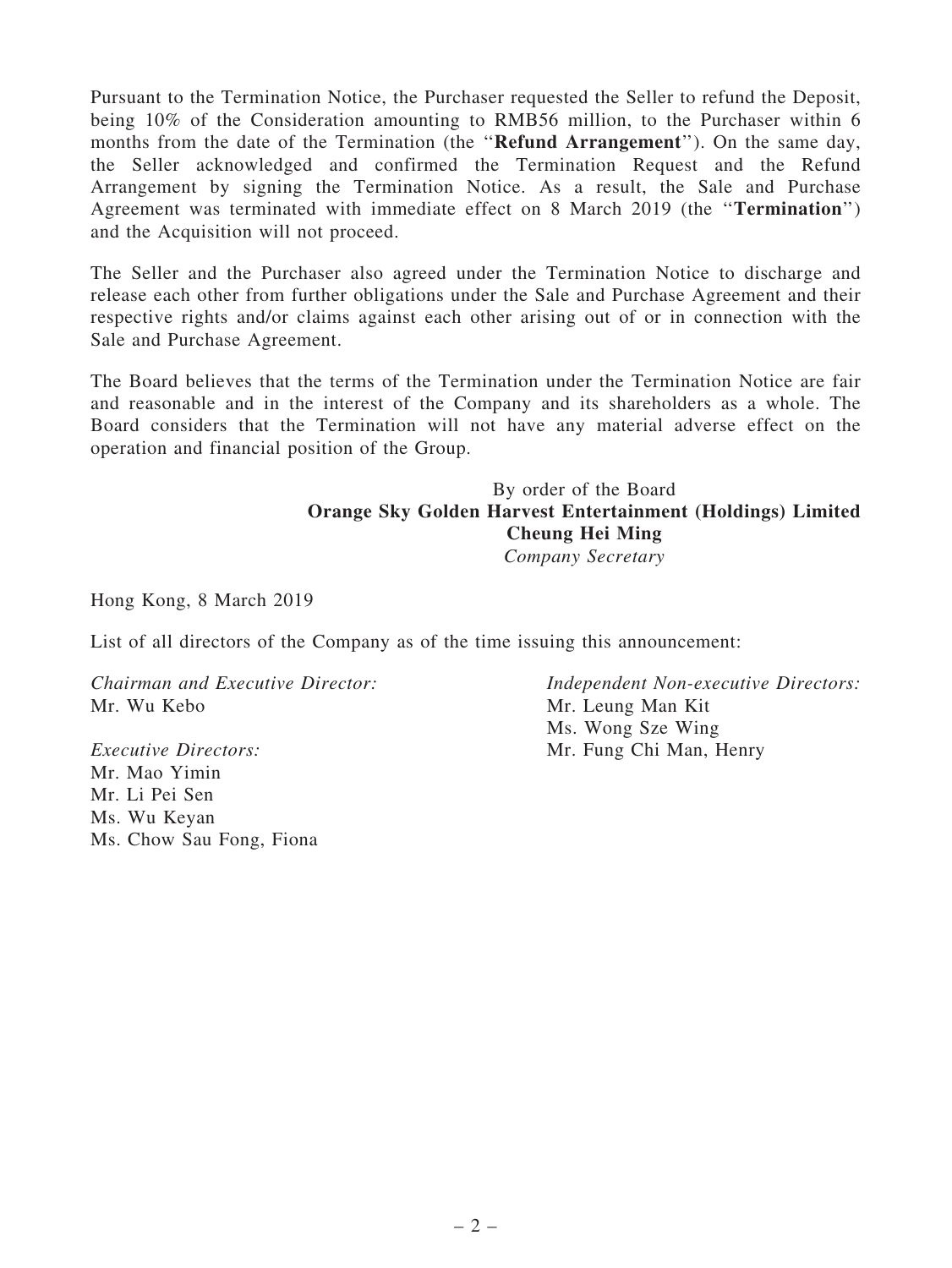Pursuant to the Termination Notice, the Purchaser requested the Seller to refund the Deposit, being 10% of the Consideration amounting to RMB56 million, to the Purchaser within 6 months from the date of the Termination (the "**Refund Arrangement**"). On the same day, the Seller acknowledged and confirmed the Termination Request and the Refund Arrangement by signing the Termination Notice. As a result, the Sale and Purchase Agreement was terminated with immediate effect on 8 March 2019 (the "**Termination**") and the Acquisition will not proceed.

The Seller and the Purchaser also agreed under the Termination Notice to discharge and release each other from further obligations under the Sale and Purchase Agreement and their respective rights and/or claims against each other arising out of or in connection with the Sale and Purchase Agreement.

The Board believes that the terms of the Termination under the Termination Notice are fair and reasonable and in the interest of the Company and its shareholders as a whole. The Board considers that the Termination will not have any material adverse effect on the operation and financial position of the Group.

By order of the Board
**Orange Sky Golden Harvest Entertainment (Holdings) Limited**
**Cheung Hei Ming**
*Company Secretary*

Hong Kong, 8 March 2019

List of all directors of the Company as of the time issuing this announcement:

*Chairman and Executive Director:*
Mr. Wu Kebo

*Executive Directors:*
Mr. Mao Yimin
Mr. Li Pei Sen
Ms. Wu Keyan
Ms. Chow Sau Fong, Fiona

*Independent Non-executive Directors:*
Mr. Leung Man Kit
Ms. Wong Sze Wing
Mr. Fung Chi Man, Henry